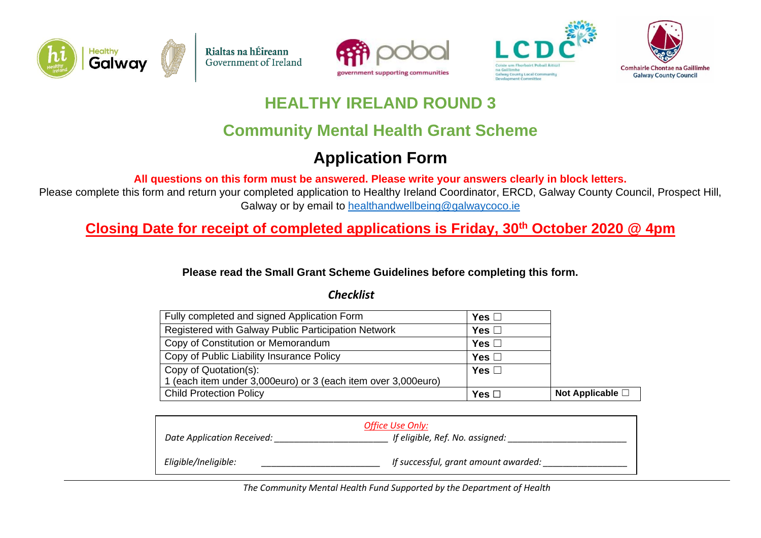# HEALTHY IRELAND ROUND 3

## Community Mental Health Grant Scheme

## Application Form

**All questions on this form must be answered. Please write your answers clearly in block letters.**

Please complete this form and return your completed application to Healthy Ireland Coordinator, ERCD, Galway County Council, Prospect Hill, Galway or by email to healthandwellbeing@galwaycoco.ie

**Closing Date for receipt of completed applications is Friday, 30th October 2020 @ 4pm**

**Please read the Small Grant Scheme Guidelines before completing this form.**

***Checklist***

| | | |
|---|---|---|
| Fully completed and signed Application Form | **Yes** ☐ | |
| Registered with Galway Public Participation Network | **Yes** ☐ | |
| Copy of Constitution or Memorandum | **Yes** ☐ | |
| Copy of Public Liability Insurance Policy | **Yes** ☐ | |
| Copy of Quotation(s):<br>1 (each item under 3,000euro) or 3 (each item over 3,000euro) | **Yes** ☐ | |
| Child Protection Policy | **Yes** ☐ | **Not Applicable** ☐ |

*Office Use Only:*

*Date Application Received:* \_\_\_\_\_\_\_\_\_\_\_\_\_\_\_\_\_\_\_\_\_\_ *If eligible, Ref. No. assigned:* \_\_\_\_\_\_\_\_\_\_\_\_\_\_\_\_\_\_\_\_\_\_\_\_

*Eligible/Ineligible:* \_\_\_\_\_\_\_\_\_\_\_\_\_\_\_\_\_\_\_\_\_\_\_\_ *If successful, grant amount awarded:* \_\_\_\_\_\_\_\_\_\_\_\_\_\_\_\_\_

*The Community Mental Health Fund Supported by the Department of Health*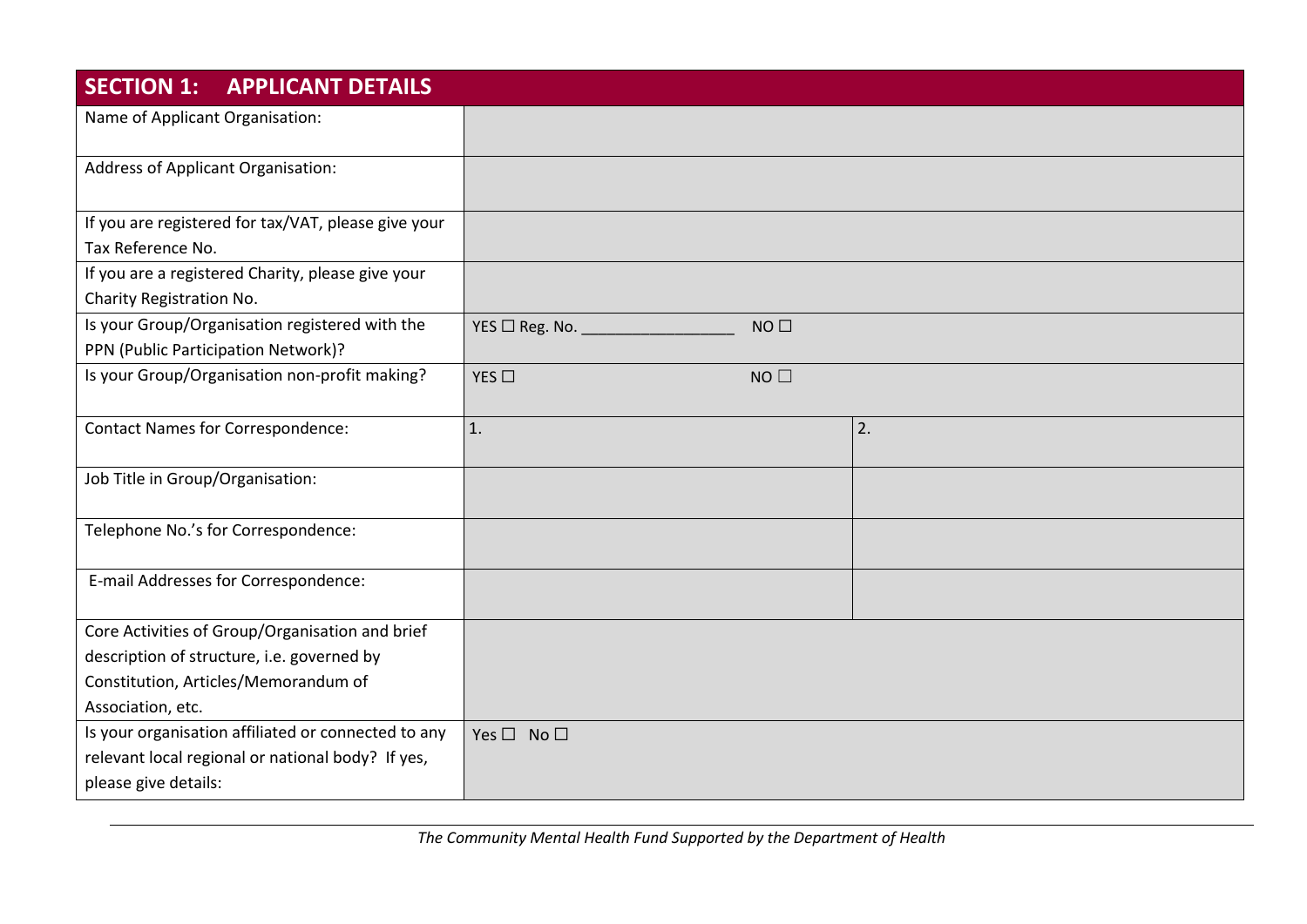## SECTION 1: APPLICANT DETAILS

| | | |
|---|---|---|
| Name of Applicant Organisation: | | |
| Address of Applicant Organisation: | | |
| If you are registered for tax/VAT, please give your Tax Reference No. | | |
| If you are a registered Charity, please give your Charity Registration No. | | |
| Is your Group/Organisation registered with the PPN (Public Participation Network)? | YES ☐ Reg. No. _________________ NO ☐ | |
| Is your Group/Organisation non-profit making? | YES ☐ NO ☐ | |
| Contact Names for Correspondence: | 1. | 2. |
| Job Title in Group/Organisation: | | |
| Telephone No.'s for Correspondence: | | |
| E-mail Addresses for Correspondence: | | |
| Core Activities of Group/Organisation and brief description of structure, i.e. governed by Constitution, Articles/Memorandum of Association, etc. | | |
| Is your organisation affiliated or connected to any relevant local regional or national body? If yes, please give details: | Yes ☐ No ☐ | |

*The Community Mental Health Fund Supported by the Department of Health*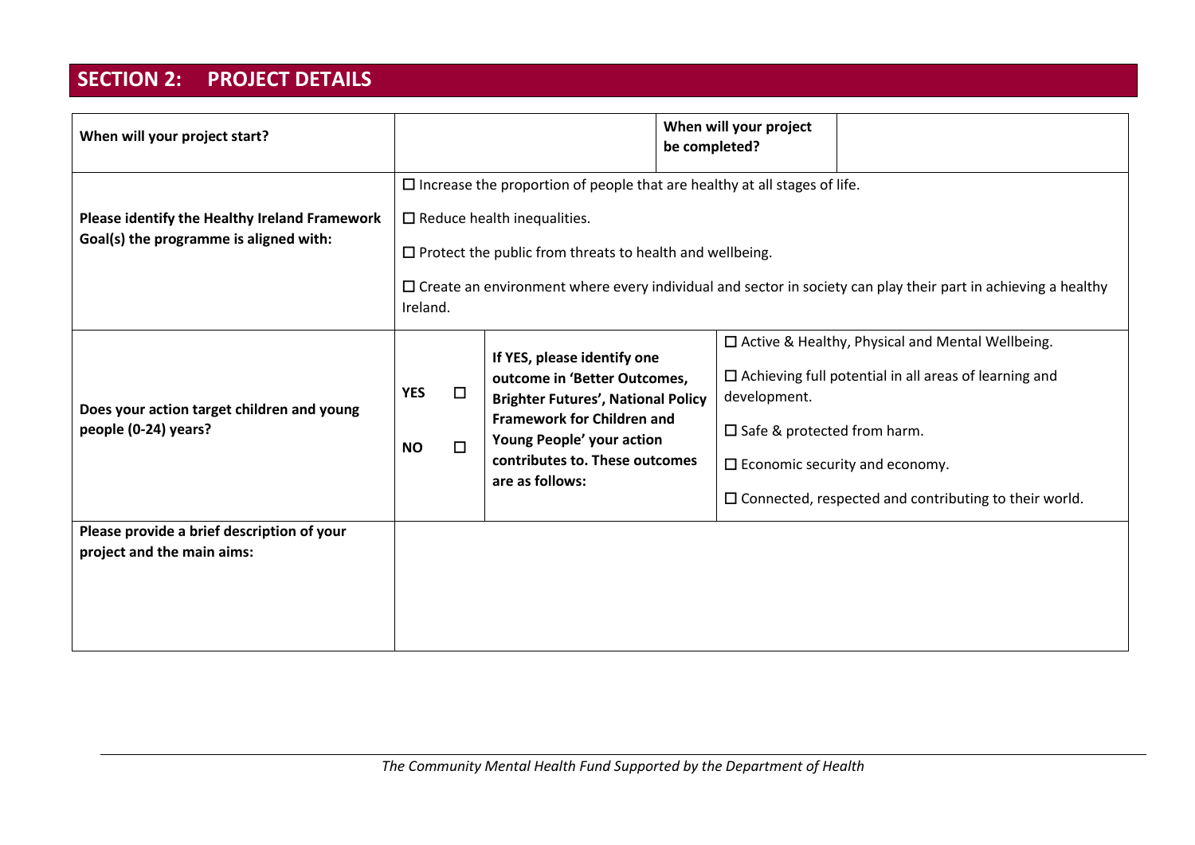## SECTION 2: PROJECT DETAILS

| | | | | |
|---|---|---|---|---|
| **When will your project start?** | | | **When will your project be completed?** | |
| **Please identify the Healthy Ireland Framework Goal(s) the programme is aligned with:** | ☐ Increase the proportion of people that are healthy at all stages of life.<br>☐ Reduce health inequalities.<br>☐ Protect the public from threats to health and wellbeing.<br>☐ Create an environment where every individual and sector in society can play their part in achieving a healthy Ireland. | | | |
| **Does your action target children and young people (0-24) years?** | **YES** ☐<br>**NO** ☐ | **If YES, please identify one outcome in 'Better Outcomes, Brighter Futures', National Policy Framework for Children and Young People' your action contributes to. These outcomes are as follows:** | ☐ Active & Healthy, Physical and Mental Wellbeing.<br>☐ Achieving full potential in all areas of learning and development.<br>☐ Safe & protected from harm.<br>☐ Economic security and economy.<br>☐ Connected, respected and contributing to their world. | |
| **Please provide a brief description of your project and the main aims:** | | | | |

*The Community Mental Health Fund Supported by the Department of Health*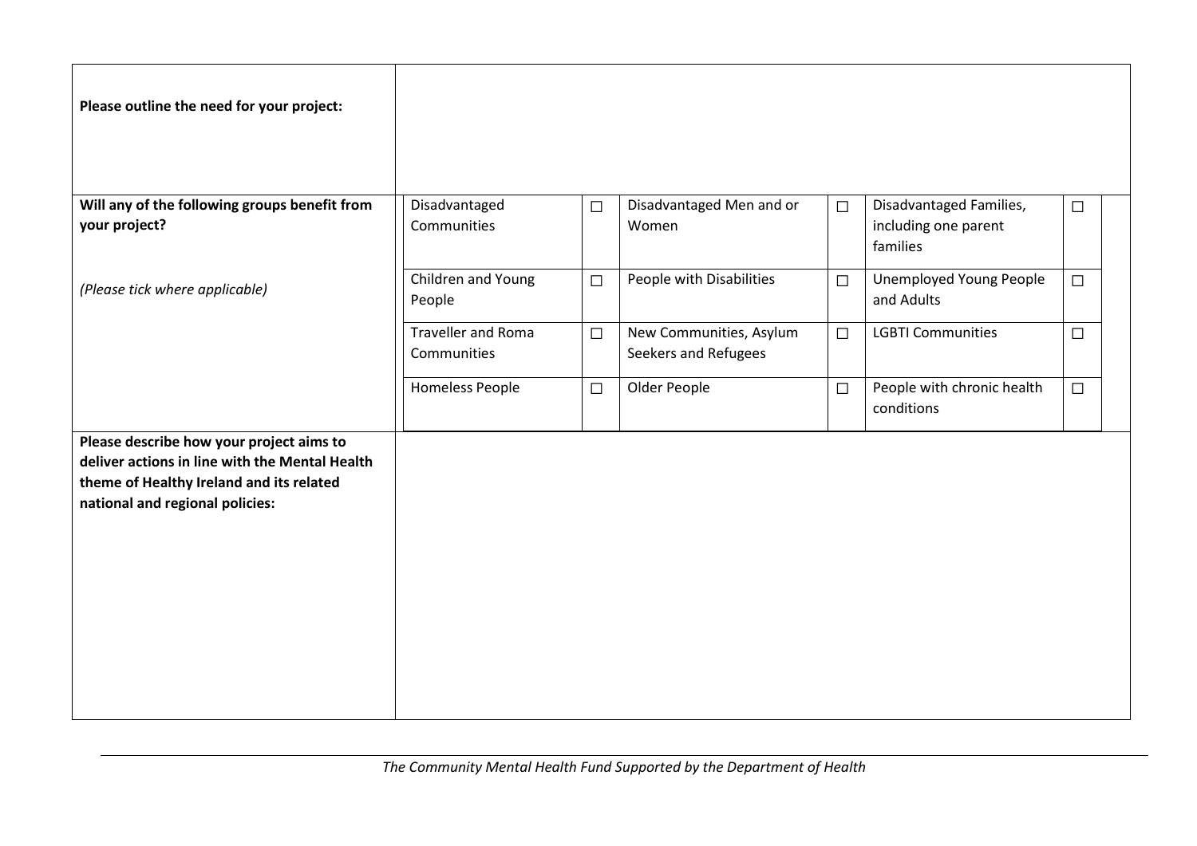| | | | | | | |
|---|---|---|---|---|---|---|
| **Please outline the need for your project:** | | | | | | |
| **Will any of the following groups benefit from your project?** | Disadvantaged Communities | ☐ | Disadvantaged Men and or Women | ☐ | Disadvantaged Families, including one parent families | ☐ |
| *(Please tick where applicable)* | Children and Young People | ☐ | People with Disabilities | ☐ | Unemployed Young People and Adults | ☐ |
| | Traveller and Roma Communities | ☐ | New Communities, Asylum Seekers and Refugees | ☐ | LGBTI Communities | ☐ |
| | Homeless People | ☐ | Older People | ☐ | People with chronic health conditions | ☐ |
| **Please describe how your project aims to deliver actions in line with the Mental Health theme of Healthy Ireland and its related national and regional policies:** | | | | | | |

*The Community Mental Health Fund Supported by the Department of Health*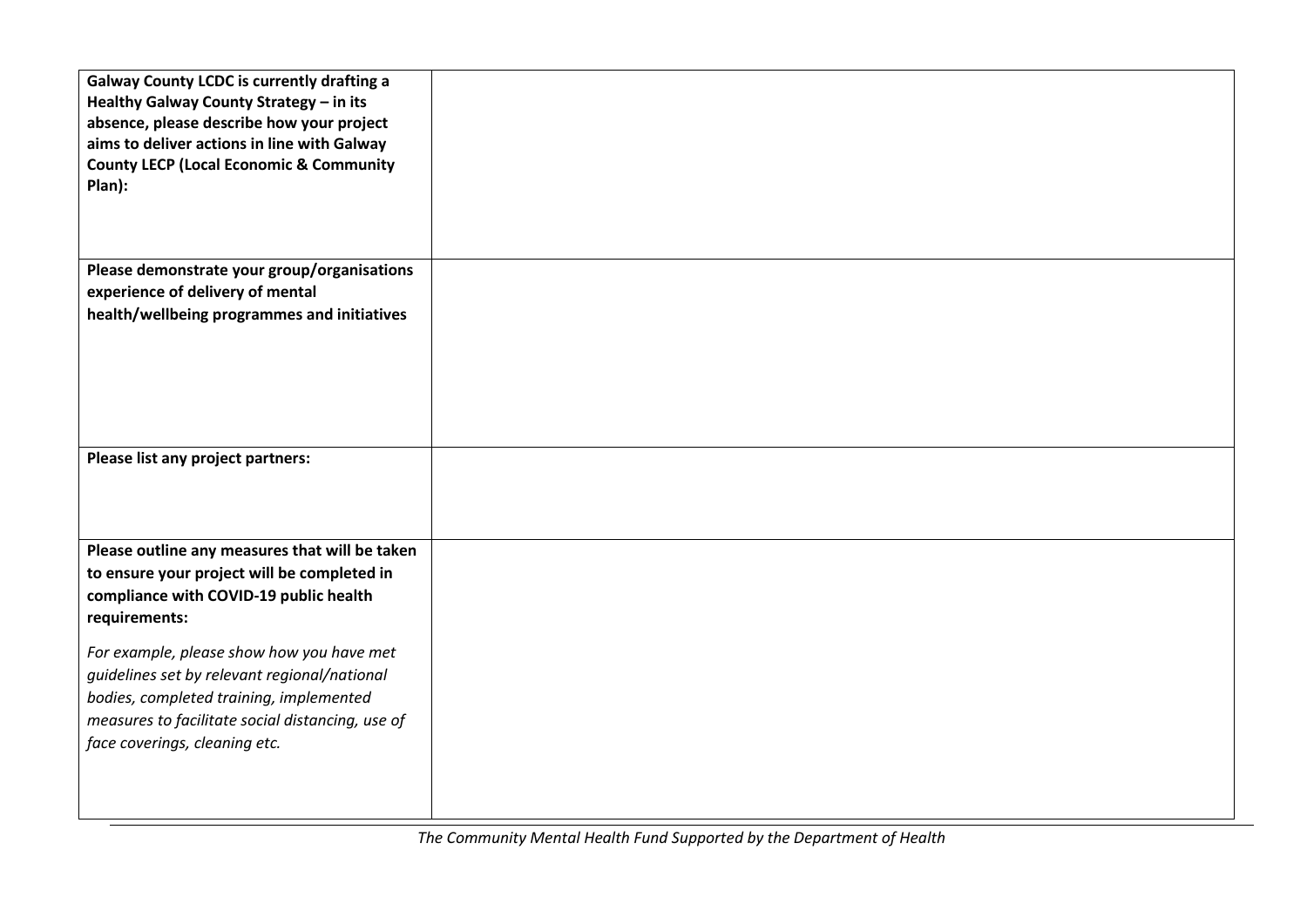| | |
|---|---|
| **Galway County LCDC is currently drafting a Healthy Galway County Strategy – in its absence, please describe how your project aims to deliver actions in line with Galway County LECP (Local Economic & Community Plan):** | |
| **Please demonstrate your group/organisations experience of delivery of mental health/wellbeing programmes and initiatives** | |
| **Please list any project partners:** | |
| **Please outline any measures that will be taken to ensure your project will be completed in compliance with COVID-19 public health requirements:**<br><br>*For example, please show how you have met guidelines set by relevant regional/national bodies, completed training, implemented measures to facilitate social distancing, use of face coverings, cleaning etc.* | |

*The Community Mental Health Fund Supported by the Department of Health*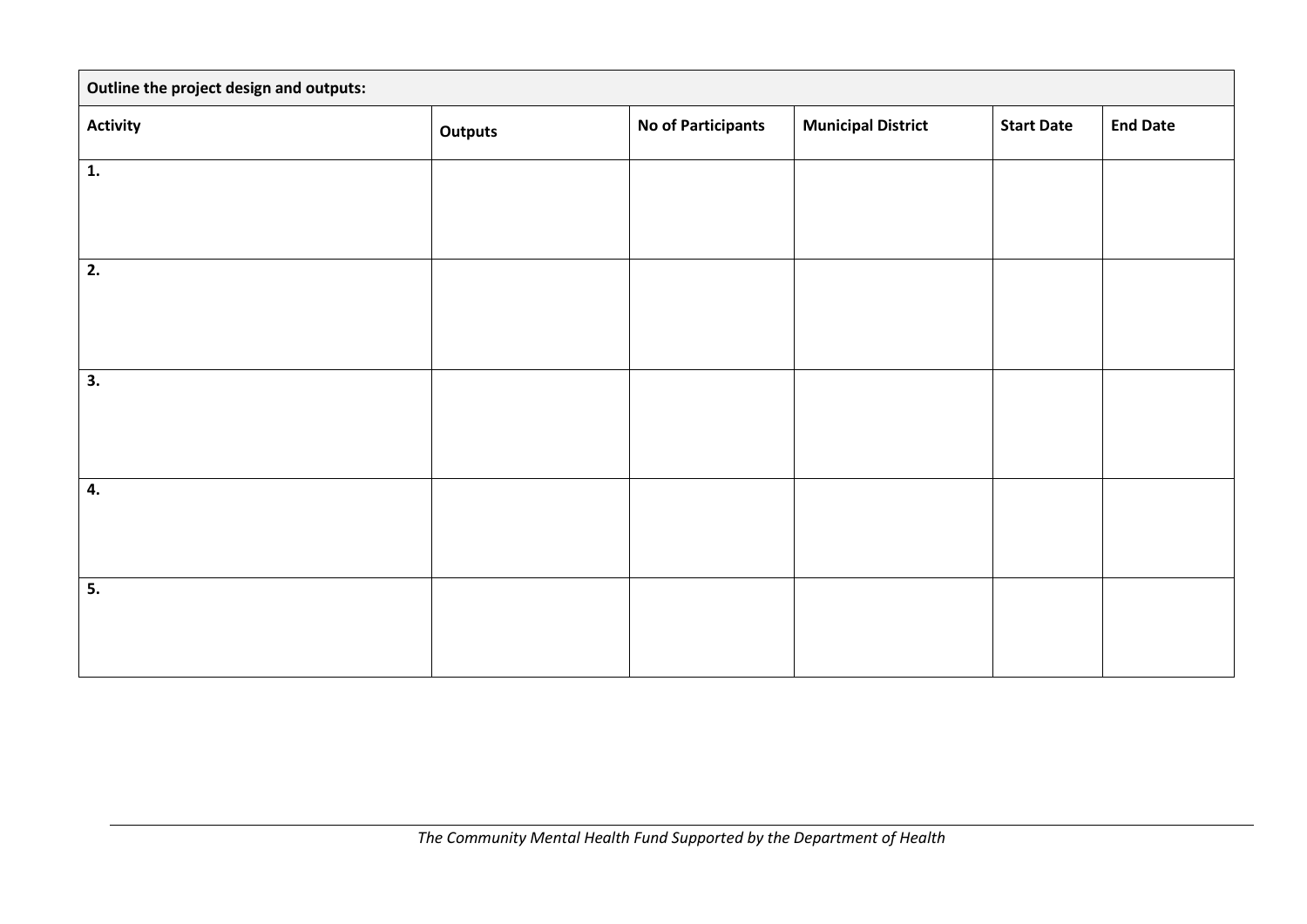| Outline the project design and outputs: | | | | | |
|---|---|---|---|---|---|
| **Activity** | **Outputs** | **No of Participants** | **Municipal District** | **Start Date** | **End Date** |
| **1.** | | | | | |
| **2.** | | | | | |
| **3.** | | | | | |
| **4.** | | | | | |
| **5.** | | | | | |

*The Community Mental Health Fund Supported by the Department of Health*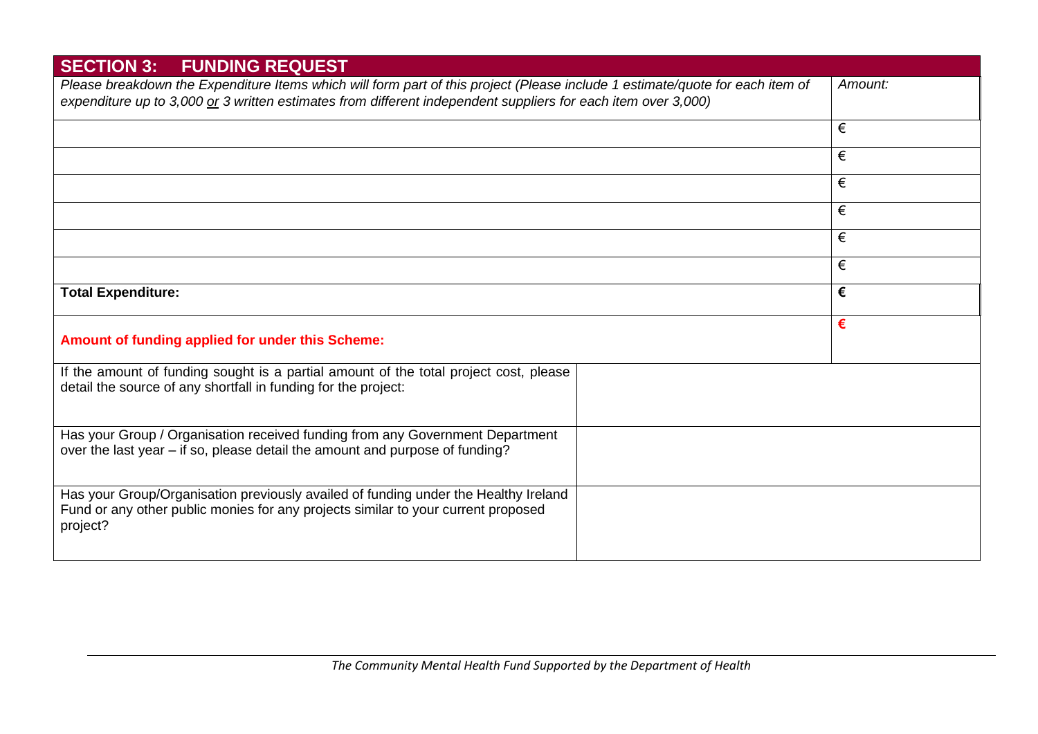## SECTION 3: FUNDING REQUEST

| *Please breakdown the Expenditure Items which will form part of this project (Please include 1 estimate/quote for each item of expenditure up to 3,000 <u>or</u> 3 written estimates from different independent suppliers for each item over 3,000)* | *Amount:* |
|---|---|
| | € |
| | € |
| | € |
| | € |
| | € |
| | € |
| **Total Expenditure:** | **€** |
| **Amount of funding applied for under this Scheme:** | **€** |

| | |
|---|---|
| If the amount of funding sought is a partial amount of the total project cost, please detail the source of any shortfall in funding for the project: | |
| Has your Group / Organisation received funding from any Government Department over the last year – if so, please detail the amount and purpose of funding? | |
| Has your Group/Organisation previously availed of funding under the Healthy Ireland Fund or any other public monies for any projects similar to your current proposed project? | |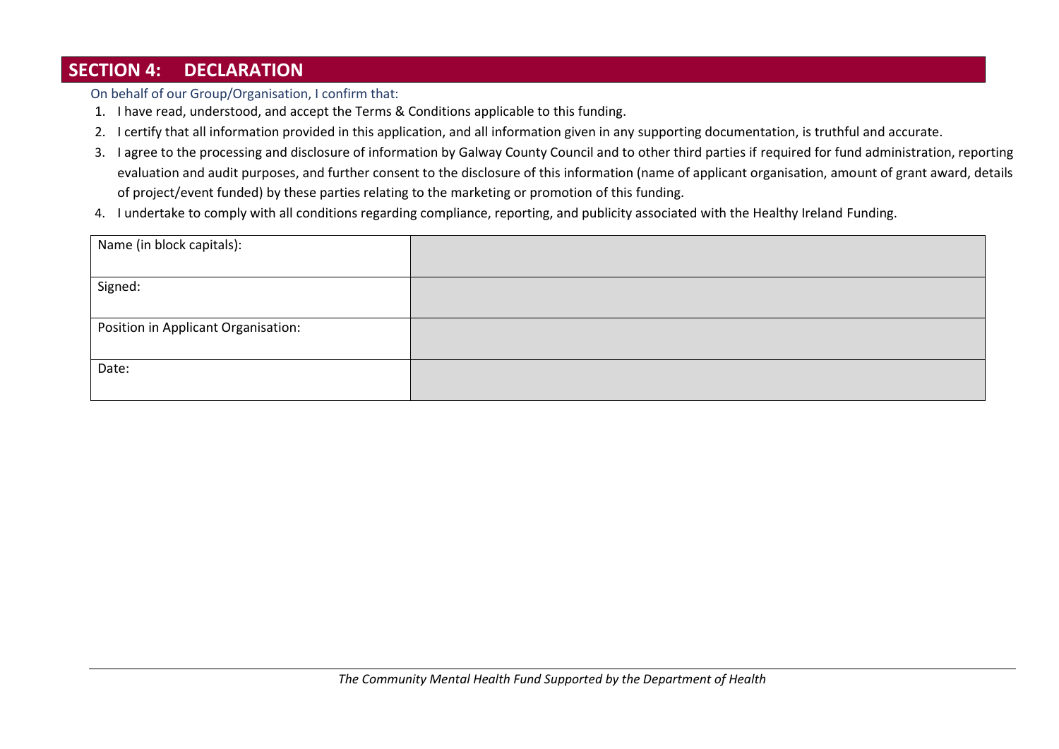## SECTION 4: DECLARATION

On behalf of our Group/Organisation, I confirm that:

1. I have read, understood, and accept the Terms & Conditions applicable to this funding.
2. I certify that all information provided in this application, and all information given in any supporting documentation, is truthful and accurate.
3. I agree to the processing and disclosure of information by Galway County Council and to other third parties if required for fund administration, reporting evaluation and audit purposes, and further consent to the disclosure of this information (name of applicant organisation, amount of grant award, details of project/event funded) by these parties relating to the marketing or promotion of this funding.
4. I undertake to comply with all conditions regarding compliance, reporting, and publicity associated with the Healthy Ireland Funding.

| | |
|---|---|
| Name (in block capitals): | |
| Signed: | |
| Position in Applicant Organisation: | |
| Date: | |